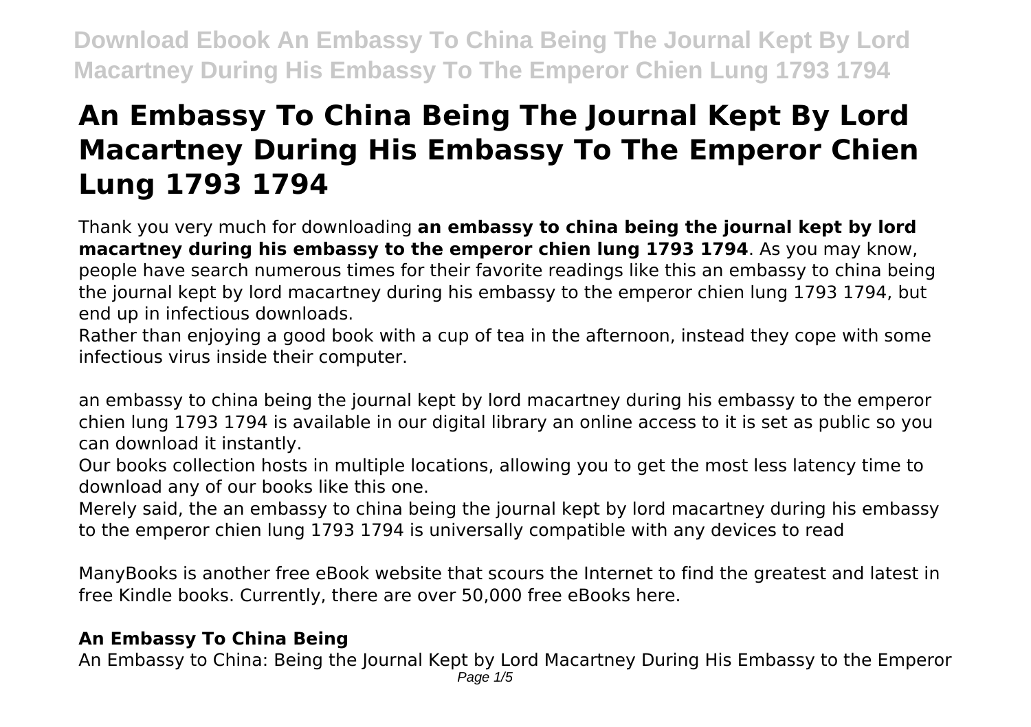# An Embassy To China Being The Journal Kept By Lord Macartney During His Embassy To The Emperor Chien Lung 1793 1794

Thank you very much for downloading **an embassy to china being the journal kept by lord macartney during his embassy to the emperor chien lung 1793 1794**. As you may know, people have search numerous times for their favorite readings like this an embassy to china being the journal kept by lord macartney during his embassy to the emperor chien lung 1793 1794, but end up in infectious downloads.

Rather than enjoying a good book with a cup of tea in the afternoon, instead they cope with some infectious virus inside their computer.

an embassy to china being the journal kept by lord macartney during his embassy to the emperor chien lung 1793 1794 is available in our digital library an online access to it is set as public so you can download it instantly.

Our books collection hosts in multiple locations, allowing you to get the most less latency time to download any of our books like this one.

Merely said, the an embassy to china being the journal kept by lord macartney during his embassy to the emperor chien lung 1793 1794 is universally compatible with any devices to read

ManyBooks is another free eBook website that scours the Internet to find the greatest and latest in free Kindle books. Currently, there are over 50,000 free eBooks here.

### An Embassy To China Being

An Embassy to China: Being the Journal Kept by Lord Macartney During His Embassy to the Emperor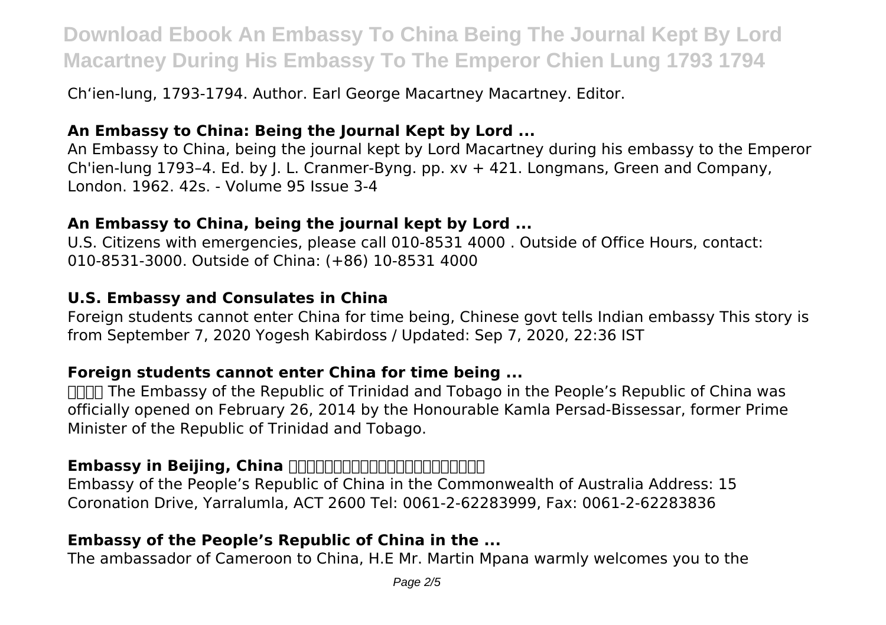Ch'ien-lung, 1793-1794. Author. Earl George Macartney Macartney. Editor.

### An Embassy to China: Being the Journal Kept by Lord ...

An Embassy to China, being the journal kept by Lord Macartney during his embassy to the Emperor Ch'ien-lung 1793–4. Ed. by J. L. Cranmer-Byng. pp. xv + 421. Longmans, Green and Company, London. 1962. 42s. - Volume 95 Issue 3-4

### An Embassy to China, being the journal kept by Lord ...

U.S. Citizens with emergencies, please call 010-8531 4000 . Outside of Office Hours, contact: 010-8531-3000. Outside of China: (+86) 10-8531 4000

### U.S. Embassy and Consulates in China

Foreign students cannot enter China for time being, Chinese govt tells Indian embassy This story is from September 7, 2020 Yogesh Kabirdoss / Updated: Sep 7, 2020, 22:36 IST

### Foreign students cannot enter China for time being ...

The Embassy of the Republic of Trinidad and Tobago in the People's Republic of China was officially opened on February 26, 2014 by the Honourable Kamla Persad-Bissessar, former Prime Minister of the Republic of Trinidad and Tobago.

### Embassy in Beijing, China

Embassy of the People's Republic of China in the Commonwealth of Australia Address: 15 Coronation Drive, Yarralumla, ACT 2600 Tel: 0061-2-62283999, Fax: 0061-2-62283836

### Embassy of the People's Republic of China in the ...

The ambassador of Cameroon to China, H.E Mr. Martin Mpana warmly welcomes you to the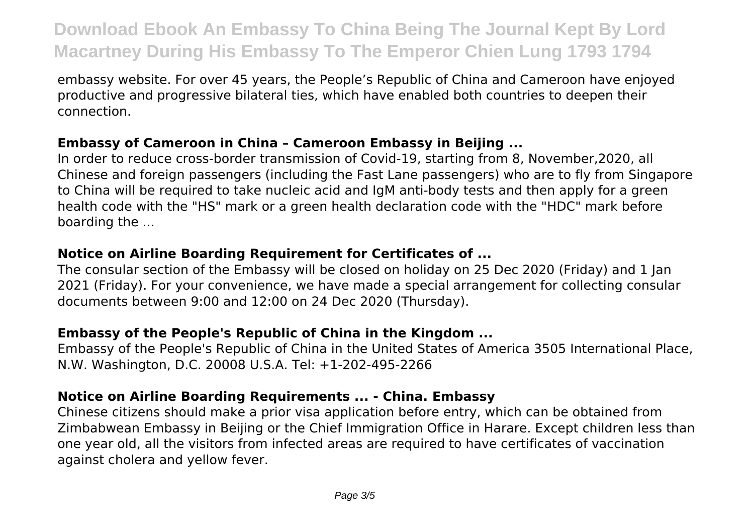embassy website. For over 45 years, the People's Republic of China and Cameroon have enjoyed productive and progressive bilateral ties, which have enabled both countries to deepen their connection.

### Embassy of Cameroon in China – Cameroon Embassy in Beijing ...

In order to reduce cross-border transmission of Covid-19, starting from 8, November,2020, all Chinese and foreign passengers (including the Fast Lane passengers) who are to fly from Singapore to China will be required to take nucleic acid and IgM anti-body tests and then apply for a green health code with the "HS" mark or a green health declaration code with the "HDC" mark before boarding the ...

### Notice on Airline Boarding Requirement for Certificates of ...

The consular section of the Embassy will be closed on holiday on 25 Dec 2020 (Friday) and 1 Jan 2021 (Friday). For your convenience, we have made a special arrangement for collecting consular documents between 9:00 and 12:00 on 24 Dec 2020 (Thursday).

### Embassy of the People's Republic of China in the Kingdom ...

Embassy of the People's Republic of China in the United States of America 3505 International Place, N.W. Washington, D.C. 20008 U.S.A. Tel: +1-202-495-2266

### Notice on Airline Boarding Requirements ... - China. Embassy

Chinese citizens should make a prior visa application before entry, which can be obtained from Zimbabwean Embassy in Beijing or the Chief Immigration Office in Harare. Except children less than one year old, all the visitors from infected areas are required to have certificates of vaccination against cholera and yellow fever.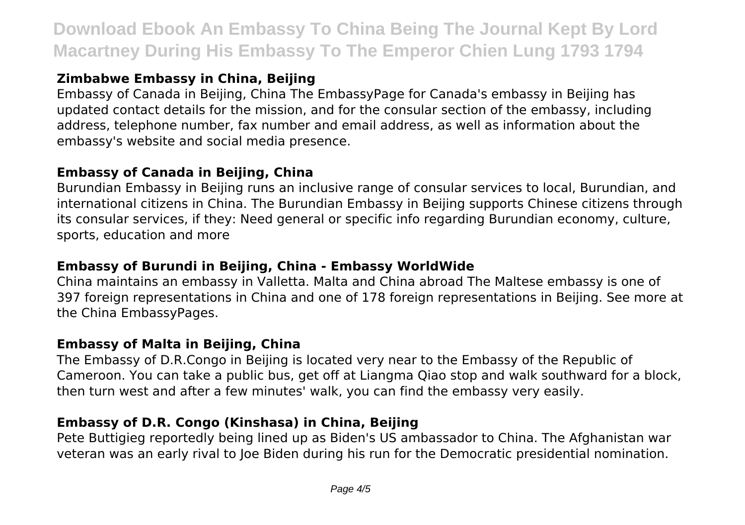### Zimbabwe Embassy in China, Beijing

Embassy of Canada in Beijing, China The EmbassyPage for Canada's embassy in Beijing has updated contact details for the mission, and for the consular section of the embassy, including address, telephone number, fax number and email address, as well as information about the embassy's website and social media presence.

### Embassy of Canada in Beijing, China

Burundian Embassy in Beijing runs an inclusive range of consular services to local, Burundian, and international citizens in China. The Burundian Embassy in Beijing supports Chinese citizens through its consular services, if they: Need general or specific info regarding Burundian economy, culture, sports, education and more

### Embassy of Burundi in Beijing, China - Embassy WorldWide

China maintains an embassy in Valletta. Malta and China abroad The Maltese embassy is one of 397 foreign representations in China and one of 178 foreign representations in Beijing. See more at the China EmbassyPages.

### Embassy of Malta in Beijing, China

The Embassy of D.R.Congo in Beijing is located very near to the Embassy of the Republic of Cameroon. You can take a public bus, get off at Liangma Qiao stop and walk southward for a block, then turn west and after a few minutes' walk, you can find the embassy very easily.

### Embassy of D.R. Congo (Kinshasa) in China, Beijing

Pete Buttigieg reportedly being lined up as Biden's US ambassador to China. The Afghanistan war veteran was an early rival to Joe Biden during his run for the Democratic presidential nomination.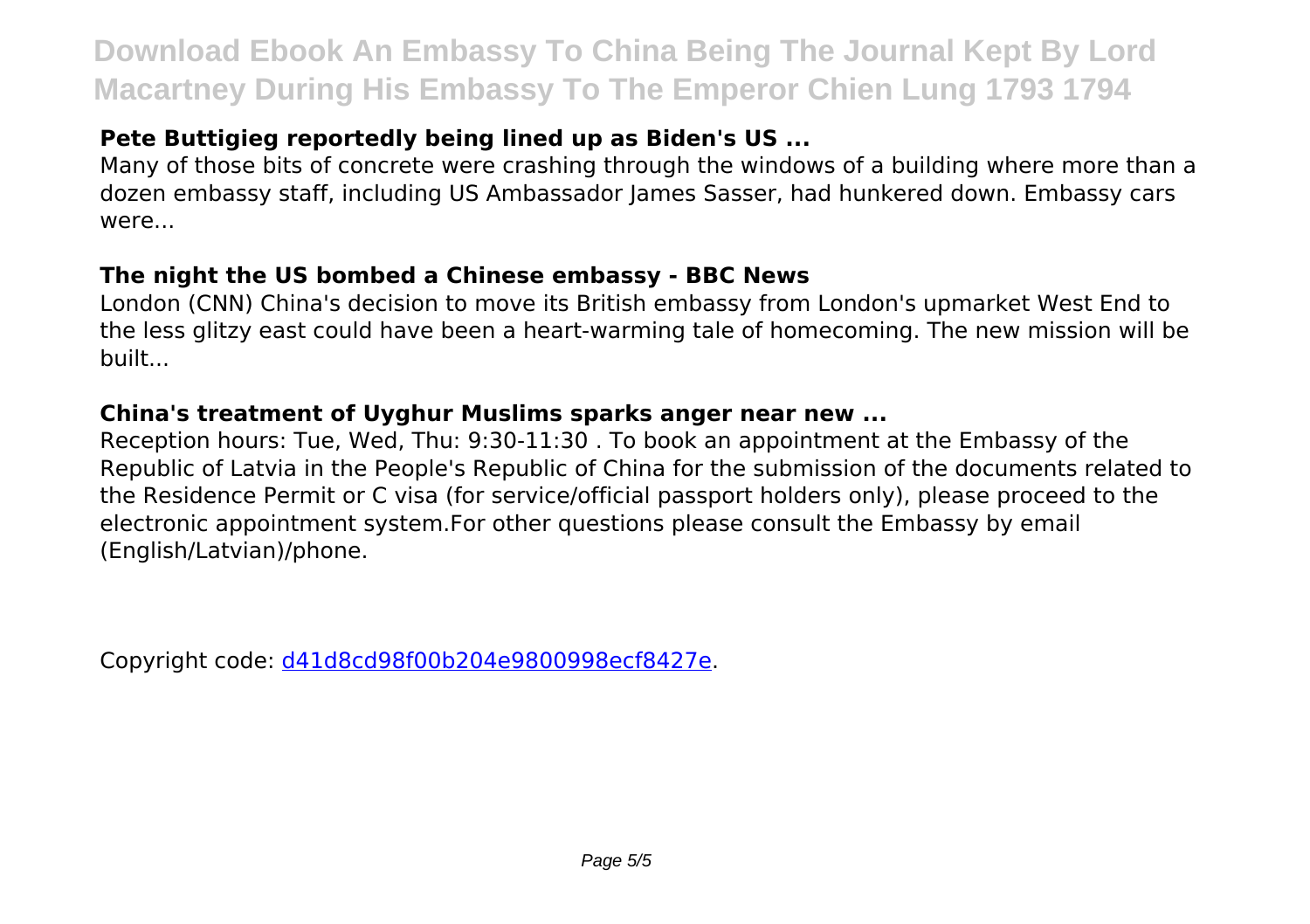**Pete Buttigieg reportedly being lined up as Biden's US ...**

Many of those bits of concrete were crashing through the windows of a building where more than a dozen embassy staff, including US Ambassador James Sasser, had hunkered down. Embassy cars were...

**The night the US bombed a Chinese embassy - BBC News**

London (CNN) China's decision to move its British embassy from London's upmarket West End to the less glitzy east could have been a heart-warming tale of homecoming. The new mission will be built...

**China's treatment of Uyghur Muslims sparks anger near new ...**

Reception hours: Tue, Wed, Thu: 9:30-11:30 . To book an appointment at the Embassy of the Republic of Latvia in the People's Republic of China for the submission of the documents related to the Residence Permit or C visa (for service/official passport holders only), please proceed to the electronic appointment system.For other questions please consult the Embassy by email (English/Latvian)/phone.

Copyright code: d41d8cd98f00b204e9800998ecf8427e.